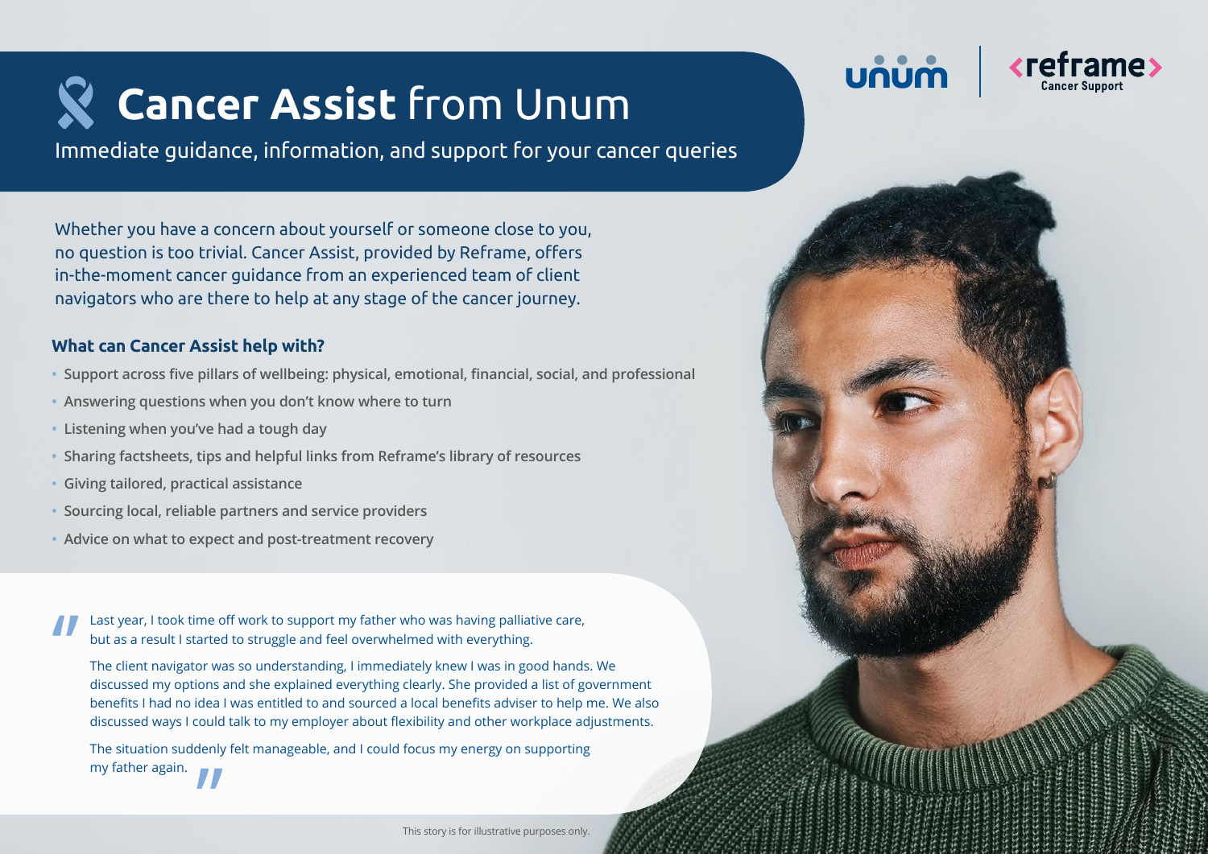# Cancer Assist from Unum

Immediate guidance, information, and support for your cancer queries

unum | reframe Cancer Support

Whether you have a concern about yourself or someone close to you, no question is too trivial. Cancer Assist, provided by Reframe, offers in-the-moment cancer guidance from an experienced team of client navigators who are there to help at any stage of the cancer journey.

### What can Cancer Assist help with?

- Support across five pillars of wellbeing: physical, emotional, financial, social, and professional
- Answering questions when you don't know where to turn
- Listening when you've had a tough day
- Sharing factsheets, tips and helpful links from Reframe's library of resources
- Giving tailored, practical assistance
- Sourcing local, reliable partners and service providers
- Advice on what to expect and post-treatment recovery

> "Last year, I took time off work to support my father who was having palliative care, but as a result I started to struggle and feel overwhelmed with everything.
>
> The client navigator was so understanding, I immediately knew I was in good hands. We discussed my options and she explained everything clearly. She provided a list of government benefits I had no idea I was entitled to and sourced a local benefits adviser to help me. We also discussed ways I could talk to my employer about flexibility and other workplace adjustments.
>
> The situation suddenly felt manageable, and I could focus my energy on supporting my father again."

This story is for illustrative purposes only.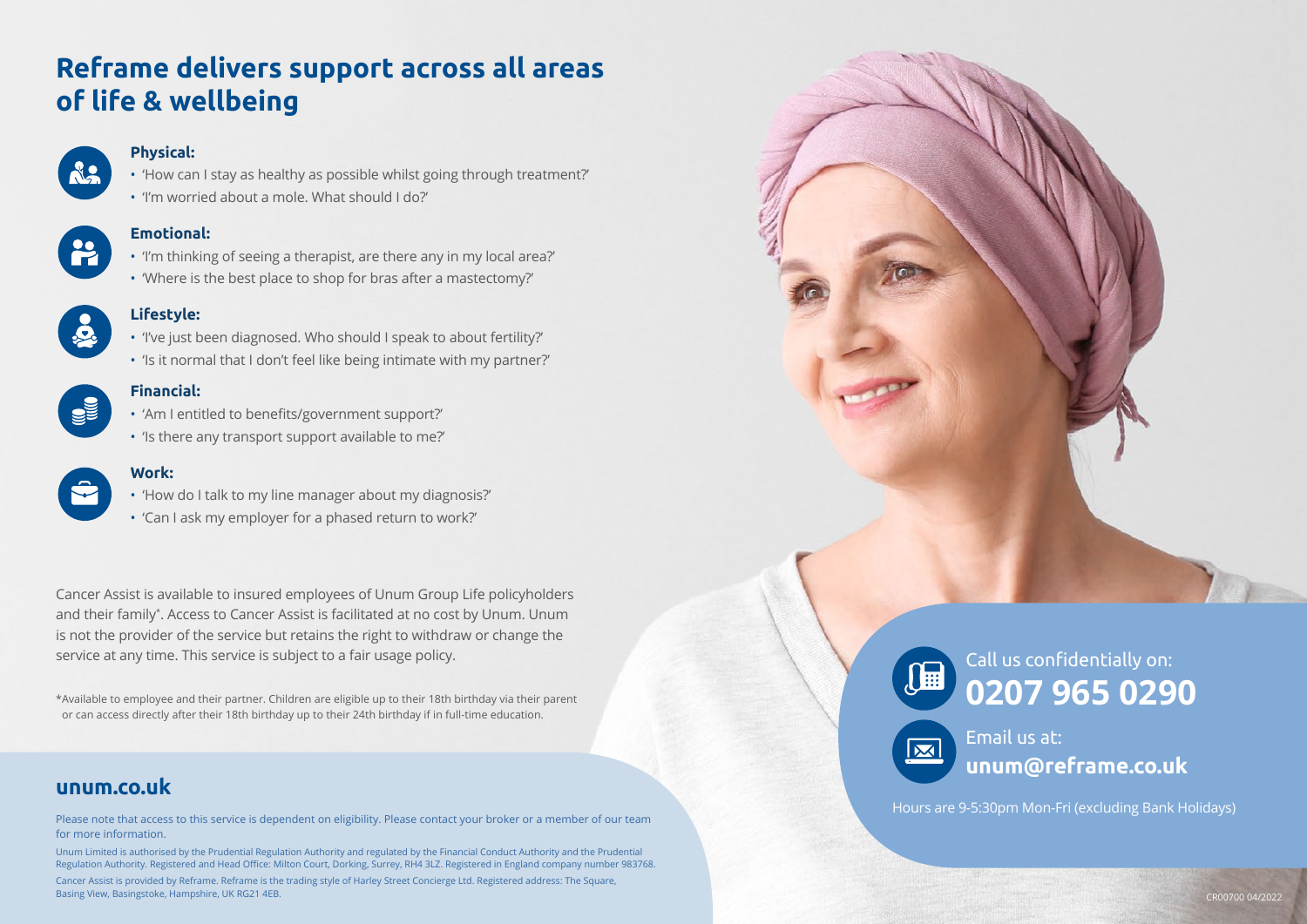# Reframe delivers support across all areas of life & wellbeing

**Physical:**

- 'How can I stay as healthy as possible whilst going through treatment?'
- 'I'm worried about a mole. What should I do?'

**Emotional:**

- 'I'm thinking of seeing a therapist, are there any in my local area?'
- 'Where is the best place to shop for bras after a mastectomy?'

**Lifestyle:**

- 'I've just been diagnosed. Who should I speak to about fertility?'
- 'Is it normal that I don't feel like being intimate with my partner?'

**Financial:**

- 'Am I entitled to benefits/government support?'
- 'Is there any transport support available to me?'

**Work:**

- 'How do I talk to my line manager about my diagnosis?'
- 'Can I ask my employer for a phased return to work?'

Cancer Assist is available to insured employees of Unum Group Life policyholders and their family*. Access to Cancer Assist is facilitated at no cost by Unum. Unum is not the provider of the service but retains the right to withdraw or change the service at any time. This service is subject to a fair usage policy.

*Available to employee and their partner. Children are eligible up to their 18th birthday via their parent or can access directly after their 18th birthday up to their 24th birthday if in full-time education.

Call us confidentially on:
**0207 965 0290**

Email us at:
**unum@reframe.co.uk**

Hours are 9-5:30pm Mon-Fri (excluding Bank Holidays)

## unum.co.uk

Please note that access to this service is dependent on eligibility. Please contact your broker or a member of our team for more information.

Unum Limited is authorised by the Prudential Regulation Authority and regulated by the Financial Conduct Authority and the Prudential Regulation Authority. Registered and Head Office: Milton Court, Dorking, Surrey, RH4 3LZ. Registered in England company number 983768.

Cancer Assist is provided by Reframe. Reframe is the trading style of Harley Street Concierge Ltd. Registered address: The Square, Basing View, Basingstoke, Hampshire, UK RG21 4EB.

CR00700 04/2022